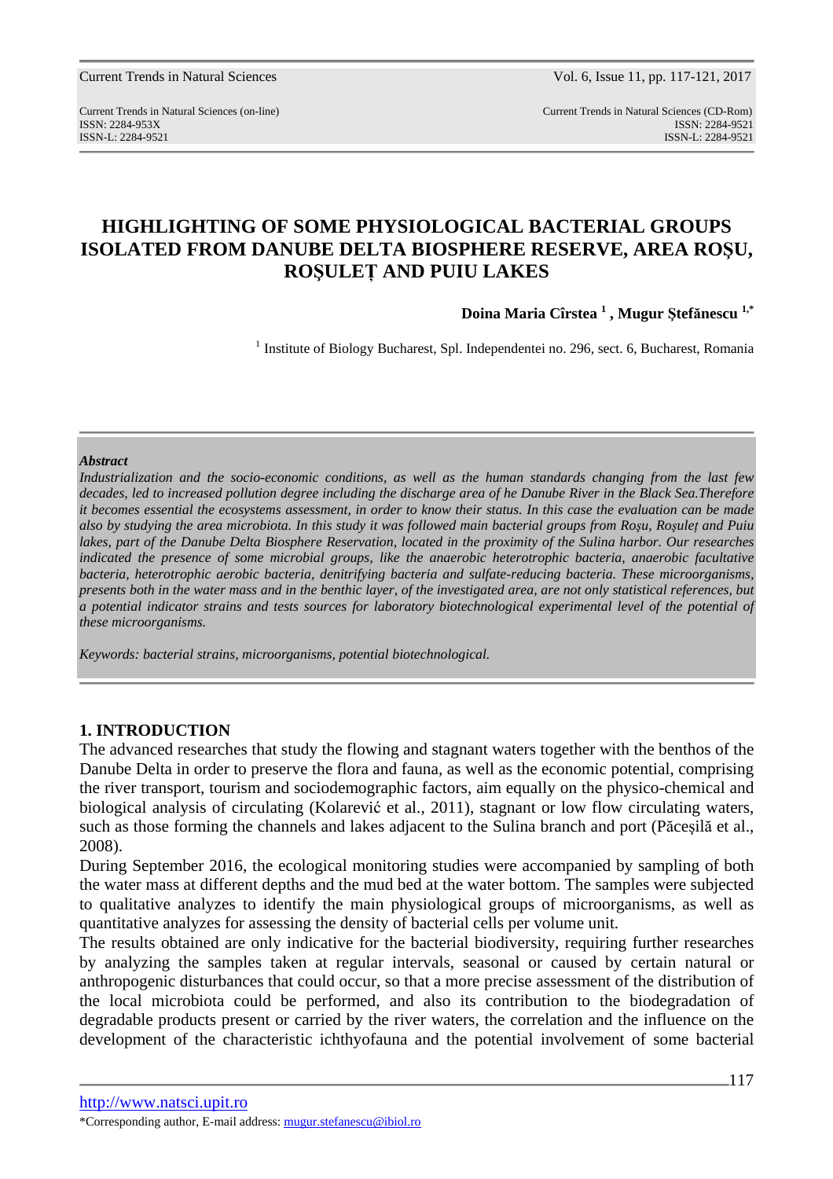# HIGHLIGHTING OF SOME PHYSIOLOGICAL BACTERIAL GROUPS ISOLATED FROM DANUBE DELTA BIOSPHERE RESERVE, AREA ROŞU, ROŞULEȚ AND PUIU LAKES

**Doina Maria Cîrstea [1] , Mugur Ştefănescu [1,*]**

[1] Institute of Biology Bucharest, Spl. Independentei no. 296, sect. 6, Bucharest, Romania

***Abstract***

*Industrialization and the socio-economic conditions, as well as the human standards changing from the last few decades, led to increased pollution degree including the discharge area of he Danube River in the Black Sea.Therefore it becomes essential the ecosystems assessment, in order to know their status. In this case the evaluation can be made also by studying the area microbiota. In this study it was followed main bacterial groups from Roşu, Roşuleț and Puiu lakes, part of the Danube Delta Biosphere Reservation, located in the proximity of the Sulina harbor. Our researches indicated the presence of some microbial groups, like the anaerobic heterotrophic bacteria, anaerobic facultative bacteria, heterotrophic aerobic bacteria, denitrifying bacteria and sulfate-reducing bacteria. These microorganisms, presents both in the water mass and in the benthic layer, of the investigated area, are not only statistical references, but a potential indicator strains and tests sources for laboratory biotechnological experimental level of the potential of these microorganisms.*

*Keywords: bacterial strains, microorganisms, potential biotechnological.*

## 1. INTRODUCTION

The advanced researches that study the flowing and stagnant waters together with the benthos of the Danube Delta in order to preserve the flora and fauna, as well as the economic potential, comprising the river transport, tourism and sociodemographic factors, aim equally on the physico-chemical and biological analysis of circulating (Kolarević et al., 2011), stagnant or low flow circulating waters, such as those forming the channels and lakes adjacent to the Sulina branch and port (Păceşilă et al., 2008).

During September 2016, the ecological monitoring studies were accompanied by sampling of both the water mass at different depths and the mud bed at the water bottom. The samples were subjected to qualitative analyzes to identify the main physiological groups of microorganisms, as well as quantitative analyzes for assessing the density of bacterial cells per volume unit.

The results obtained are only indicative for the bacterial biodiversity, requiring further researches by analyzing the samples taken at regular intervals, seasonal or caused by certain natural or anthropogenic disturbances that could occur, so that a more precise assessment of the distribution of the local microbiota could be performed, and also its contribution to the biodegradation of degradable products present or carried by the river waters, the correlation and the influence on the development of the characteristic ichthyofauna and the potential involvement of some bacterial

http://www.natsci.upit.ro

*Corresponding author, E-mail address: mugur.stefanescu@ibiol.ro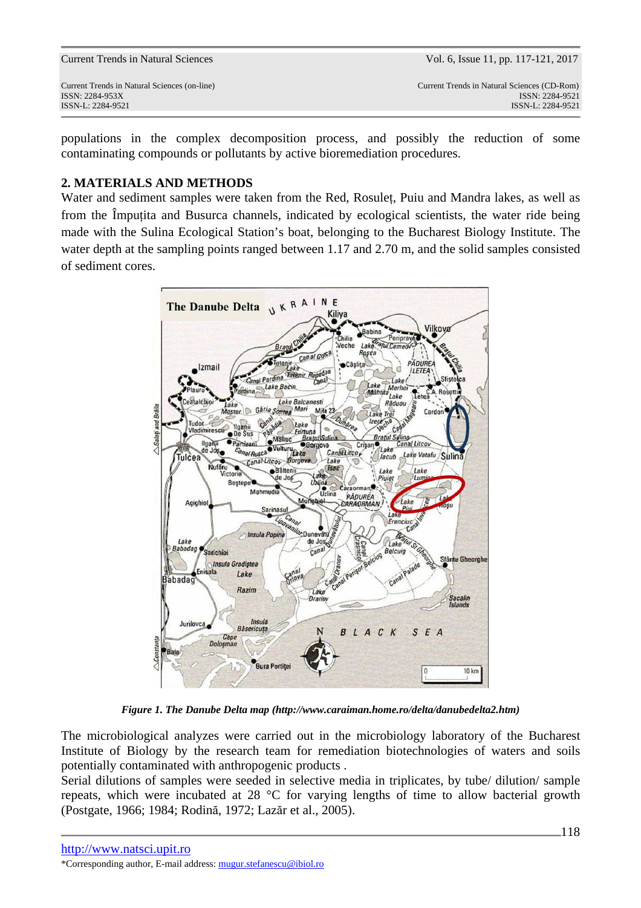populations in the complex decomposition process, and possibly the reduction of some contaminating compounds or pollutants by active bioremediation procedures.

## 2. MATERIALS AND METHODS

Water and sediment samples were taken from the Red, Rosuleț, Puiu and Mandra lakes, as well as from the Împuțita and Busurca channels, indicated by ecological scientists, the water ride being made with the Sulina Ecological Station's boat, belonging to the Bucharest Biology Institute. The water depth at the sampling points ranged between 1.17 and 2.70 m, and the solid samples consisted of sediment cores.

*Figure 1. The Danube Delta map (http://www.caraiman.home.ro/delta/danubedelta2.htm)*

The microbiological analyzes were carried out in the microbiology laboratory of the Bucharest Institute of Biology by the research team for remediation biotechnologies of waters and soils potentially contaminated with anthropogenic products .

Serial dilutions of samples were seeded in selective media in triplicates, by tube/ dilution/ sample repeats, which were incubated at 28 °C for varying lengths of time to allow bacterial growth (Postgate, 1966; 1984; Rodină, 1972; Lazăr et al., 2005).

*Corresponding author, E-mail address: mugur.stefanescu@ibiol.ro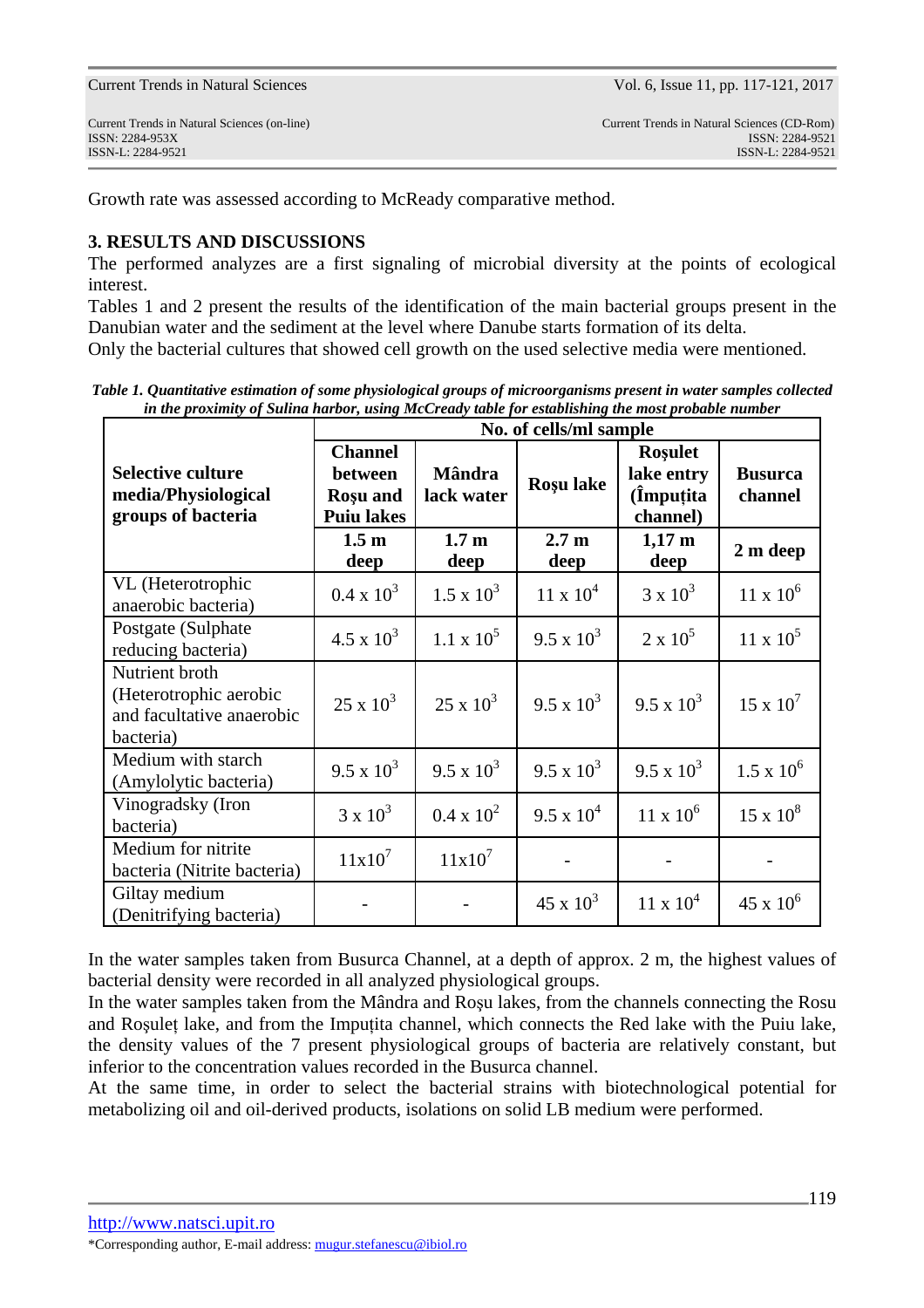Growth rate was assessed according to McReady comparative method.

## 3. RESULTS AND DISCUSSIONS

The performed analyzes are a first signaling of microbial diversity at the points of ecological interest.

Tables 1 and 2 present the results of the identification of the main bacterial groups present in the Danubian water and the sediment at the level where Danube starts formation of its delta.

Only the bacterial cultures that showed cell growth on the used selective media were mentioned.

***Table 1. Quantitative estimation of some physiological groups of microorganisms present in water samples collected in the proximity of Sulina harbor, using McCready table for establishing the most probable number***

| Selective culture media/Physiological groups of bacteria | No. of cells/ml sample | | | | |
|---|---|---|---|---|---|
| | **Channel between Roșu and Puiu lakes** | **Mândra lack water** | **Roșu lake** | **Roșulet lake entry (Împuțita channel)** | **Busurca channel** |
| | **1.5 m deep** | **1.7 m deep** | **2.7 m deep** | **1,17 m deep** | **2 m deep** |
| VL (Heterotrophic anaerobic bacteria) | $0.4 \times 10^3$ | $1.5 \times 10^3$ | $11 \times 10^4$ | $3 \times 10^3$ | $11 \times 10^6$ |
| Postgate (Sulphate reducing bacteria) | $4.5 \times 10^3$ | $1.1 \times 10^5$ | $9.5 \times 10^3$ | $2 \times 10^5$ | $11 \times 10^5$ |
| Nutrient broth (Heterotrophic aerobic and facultative anaerobic bacteria) | $25 \times 10^3$ | $25 \times 10^3$ | $9.5 \times 10^3$ | $9.5 \times 10^3$ | $15 \times 10^7$ |
| Medium with starch (Amylolytic bacteria) | $9.5 \times 10^3$ | $9.5 \times 10^3$ | $9.5 \times 10^3$ | $9.5 \times 10^3$ | $1.5 \times 10^6$ |
| Vinogradsky (Iron bacteria) | $3 \times 10^3$ | $0.4 \times 10^2$ | $9.5 \times 10^4$ | $11 \times 10^6$ | $15 \times 10^8$ |
| Medium for nitrite bacteria (Nitrite bacteria) | $11 \times 10^7$ | $11 \times 10^7$ | - | - | - |
| Giltay medium (Denitrifying bacteria) | - | - | $45 \times 10^3$ | $11 \times 10^4$ | $45 \times 10^6$ |

In the water samples taken from Busurca Channel, at a depth of approx. 2 m, the highest values of bacterial density were recorded in all analyzed physiological groups.

In the water samples taken from the Mândra and Roșu lakes, from the channels connecting the Rosu and Roșuleț lake, and from the Impuțita channel, which connects the Red lake with the Puiu lake, the density values of the 7 present physiological groups of bacteria are relatively constant, but inferior to the concentration values recorded in the Busurca channel.

At the same time, in order to select the bacterial strains with biotechnological potential for metabolizing oil and oil-derived products, isolations on solid LB medium were performed.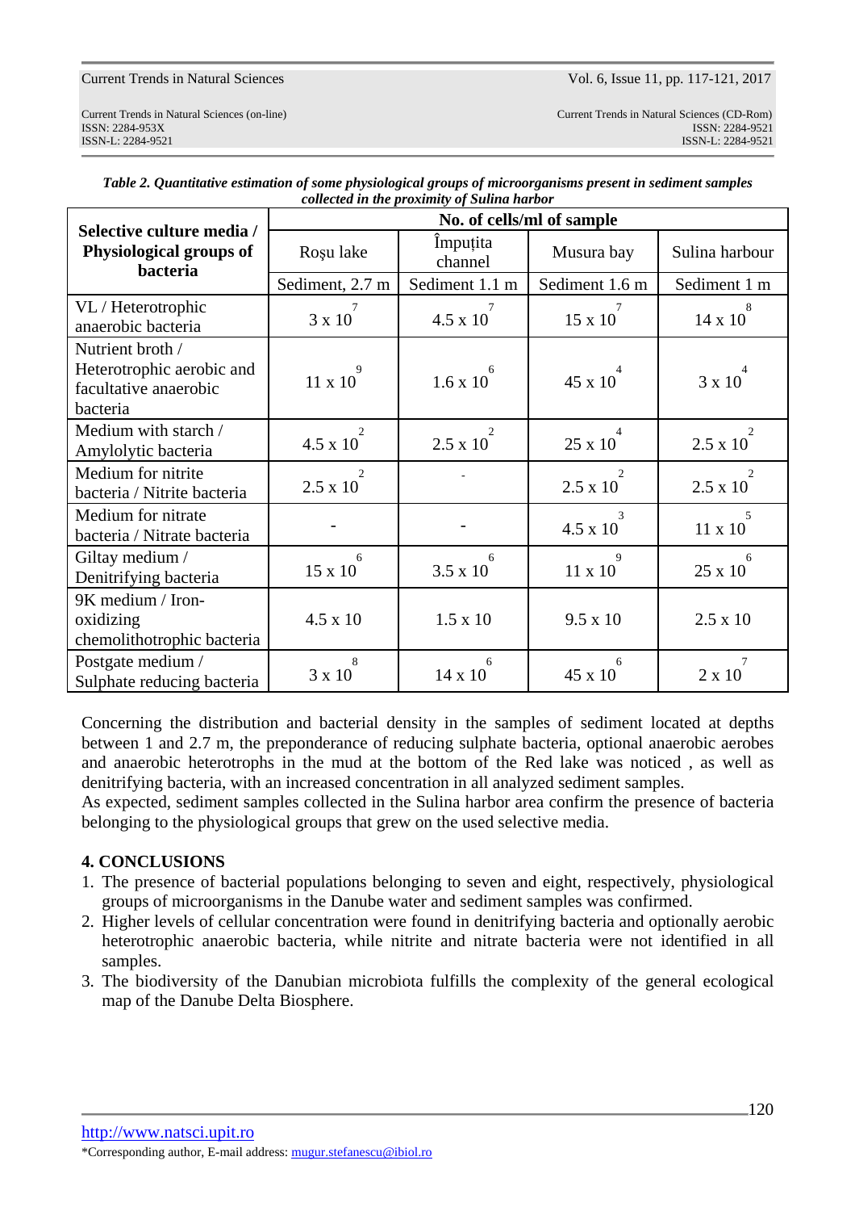***Table 2. Quantitative estimation of some physiological groups of microorganisms present in sediment samples collected in the proximity of Sulina harbor***

| **Selective culture media / Physiological groups of bacteria** | **No. of cells/ml of sample** | | | |
|---|---|---|---|---|
| | Roşu lake | Împuțita channel | Musura bay | Sulina harbour |
| | Sediment, 2.7 m | Sediment 1.1 m | Sediment 1.6 m | Sediment 1 m |
| VL / Heterotrophic anaerobic bacteria | $3 \times 10^{7}$ | $4.5 \times 10^{7}$ | $15 \times 10^{7}$ | $14 \times 10^{8}$ |
| Nutrient broth / Heterotrophic aerobic and facultative anaerobic bacteria | $11 \times 10^{9}$ | $1.6 \times 10^{6}$ | $45 \times 10^{4}$ | $3 \times 10^{4}$ |
| Medium with starch / Amylolytic bacteria | $4.5 \times 10^{2}$ | $2.5 \times 10^{2}$ | $25 \times 10^{4}$ | $2.5 \times 10^{2}$ |
| Medium for nitrite bacteria / Nitrite bacteria | $2.5 \times 10^{2}$ | - | $2.5 \times 10^{2}$ | $2.5 \times 10^{2}$ |
| Medium for nitrate bacteria / Nitrate bacteria | - | - | $4.5 \times 10^{3}$ | $11 \times 10^{5}$ |
| Giltay medium / Denitrifying bacteria | $15 \times 10^{6}$ | $3.5 \times 10^{6}$ | $11 \times 10^{9}$ | $25 \times 10^{6}$ |
| 9K medium / Iron-oxidizing chemolithotrophic bacteria | 4.5 x 10 | 1.5 x 10 | 9.5 x 10 | 2.5 x 10 |
| Postgate medium / Sulphate reducing bacteria | $3 \times 10^{8}$ | $14 \times 10^{6}$ | $45 \times 10^{6}$ | $2 \times 10^{7}$ |

Concerning the distribution and bacterial density in the samples of sediment located at depths between 1 and 2.7 m, the preponderance of reducing sulphate bacteria, optional anaerobic aerobes and anaerobic heterotrophs in the mud at the bottom of the Red lake was noticed , as well as denitrifying bacteria, with an increased concentration in all analyzed sediment samples.
As expected, sediment samples collected in the Sulina harbor area confirm the presence of bacteria belonging to the physiological groups that grew on the used selective media.

## 4. CONCLUSIONS

1. The presence of bacterial populations belonging to seven and eight, respectively, physiological groups of microorganisms in the Danube water and sediment samples was confirmed.
2. Higher levels of cellular concentration were found in denitrifying bacteria and optionally aerobic heterotrophic anaerobic bacteria, while nitrite and nitrate bacteria were not identified in all samples.
3. The biodiversity of the Danubian microbiota fulfills the complexity of the general ecological map of the Danube Delta Biosphere.

http://www.natsci.upit.ro
*Corresponding author, E-mail address: mugur.stefanescu@ibiol.ro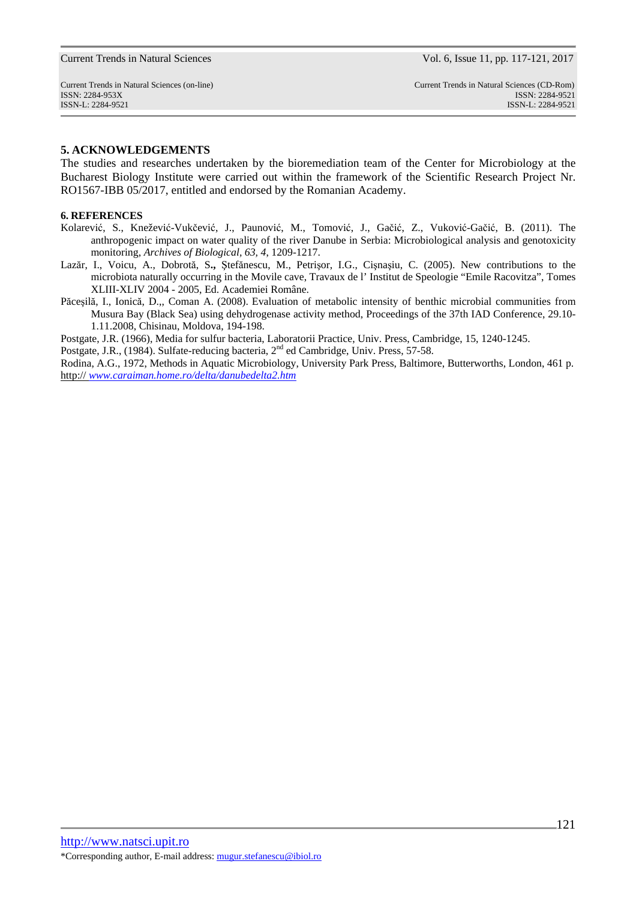## 5. ACKNOWLEDGEMENTS

The studies and researches undertaken by the bioremediation team of the Center for Microbiology at the Bucharest Biology Institute were carried out within the framework of the Scientific Research Project Nr. RO1567-IBB 05/2017, entitled and endorsed by the Romanian Academy.

## 6. REFERENCES

Kolarević, S., Knežević-Vukčević, J., Paunović, M., Tomović, J., Gačić, Z., Vuković-Gačić, B. (2011). The anthropogenic impact on water quality of the river Danube in Serbia: Microbiological analysis and genotoxicity monitoring, *Archives of Biological, 63, 4*, 1209-1217.

Lazăr, I., Voicu, A., Dobrotă, S**.,** Ştefănescu, M., Petrişor, I.G., Cişnaşiu, C. (2005). New contributions to the microbiota naturally occurring in the Movile cave, Travaux de l' Institut de Speologie "Emile Racovitza", Tomes XLIII-XLIV 2004 - 2005, Ed. Academiei Române.

Păceşilă, I., Ionică, D.,, Coman A. (2008). Evaluation of metabolic intensity of benthic microbial communities from Musura Bay (Black Sea) using dehydrogenase activity method, Proceedings of the 37th IAD Conference, 29.10-1.11.2008, Chisinau, Moldova, 194-198.

Postgate, J.R. (1966), Media for sulfur bacteria, Laboratorii Practice, Univ. Press, Cambridge, 15, 1240-1245.

Postgate, J.R., (1984). Sulfate-reducing bacteria, 2nd ed Cambridge, Univ. Press, 57-58.

Rodina, A.G., 1972, Methods in Aquatic Microbiology, University Park Press, Baltimore, Butterworths, London, 461 p.

http:// *www.caraiman.home.ro/delta/danubedelta2.htm*

*Corresponding author, E-mail address: mugur.stefanescu@ibiol.ro